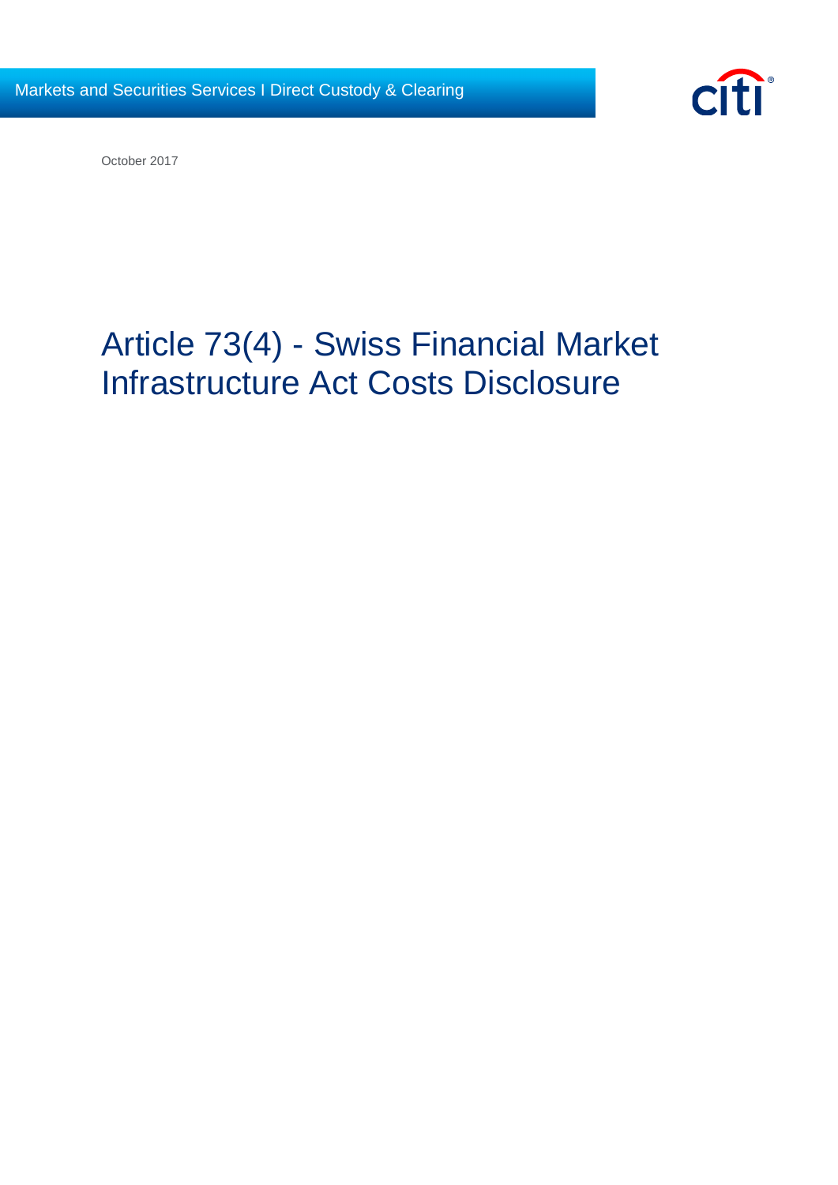Markets and Securities Services I Direct Custody & Clearing

October 2017

# Article 73(4) - Swiss Financial Market Infrastructure Act Costs Disclosure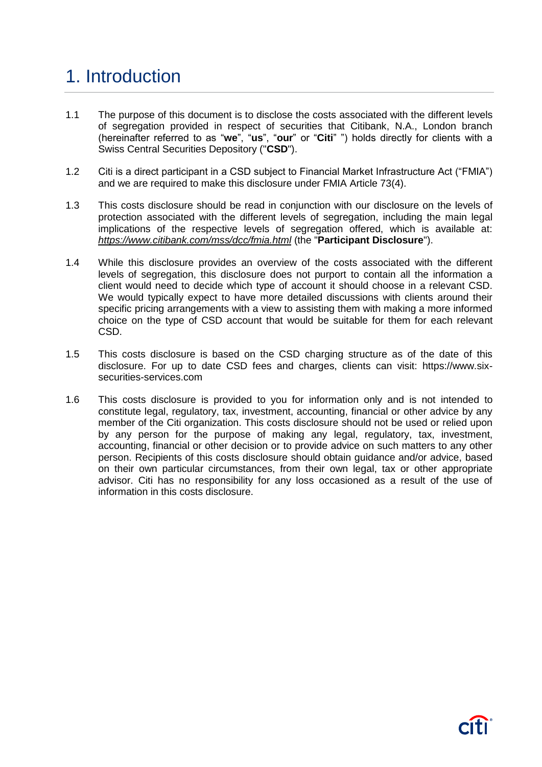# 1. Introduction

1.1 The purpose of this document is to disclose the costs associated with the different levels of segregation provided in respect of securities that Citibank, N.A., London branch (hereinafter referred to as "**we**", "**us**", "**our**" or "**Citi**" ") holds directly for clients with a Swiss Central Securities Depository ("**CSD**").

1.2 Citi is a direct participant in a CSD subject to Financial Market Infrastructure Act ("FMIA") and we are required to make this disclosure under FMIA Article 73(4).

1.3 This costs disclosure should be read in conjunction with our disclosure on the levels of protection associated with the different levels of segregation, including the main legal implications of the respective levels of segregation offered, which is available at: *https://www.citibank.com/mss/dcc/fmia.html* (the "**Participant Disclosure**").

1.4 While this disclosure provides an overview of the costs associated with the different levels of segregation, this disclosure does not purport to contain all the information a client would need to decide which type of account it should choose in a relevant CSD. We would typically expect to have more detailed discussions with clients around their specific pricing arrangements with a view to assisting them with making a more informed choice on the type of CSD account that would be suitable for them for each relevant CSD.

1.5 This costs disclosure is based on the CSD charging structure as of the date of this disclosure. For up to date CSD fees and charges, clients can visit: https://www.six-securities-services.com

1.6 This costs disclosure is provided to you for information only and is not intended to constitute legal, regulatory, tax, investment, accounting, financial or other advice by any member of the Citi organization. This costs disclosure should not be used or relied upon by any person for the purpose of making any legal, regulatory, tax, investment, accounting, financial or other decision or to provide advice on such matters to any other person. Recipients of this costs disclosure should obtain guidance and/or advice, based on their own particular circumstances, from their own legal, tax or other appropriate advisor. Citi has no responsibility for any loss occasioned as a result of the use of information in this costs disclosure.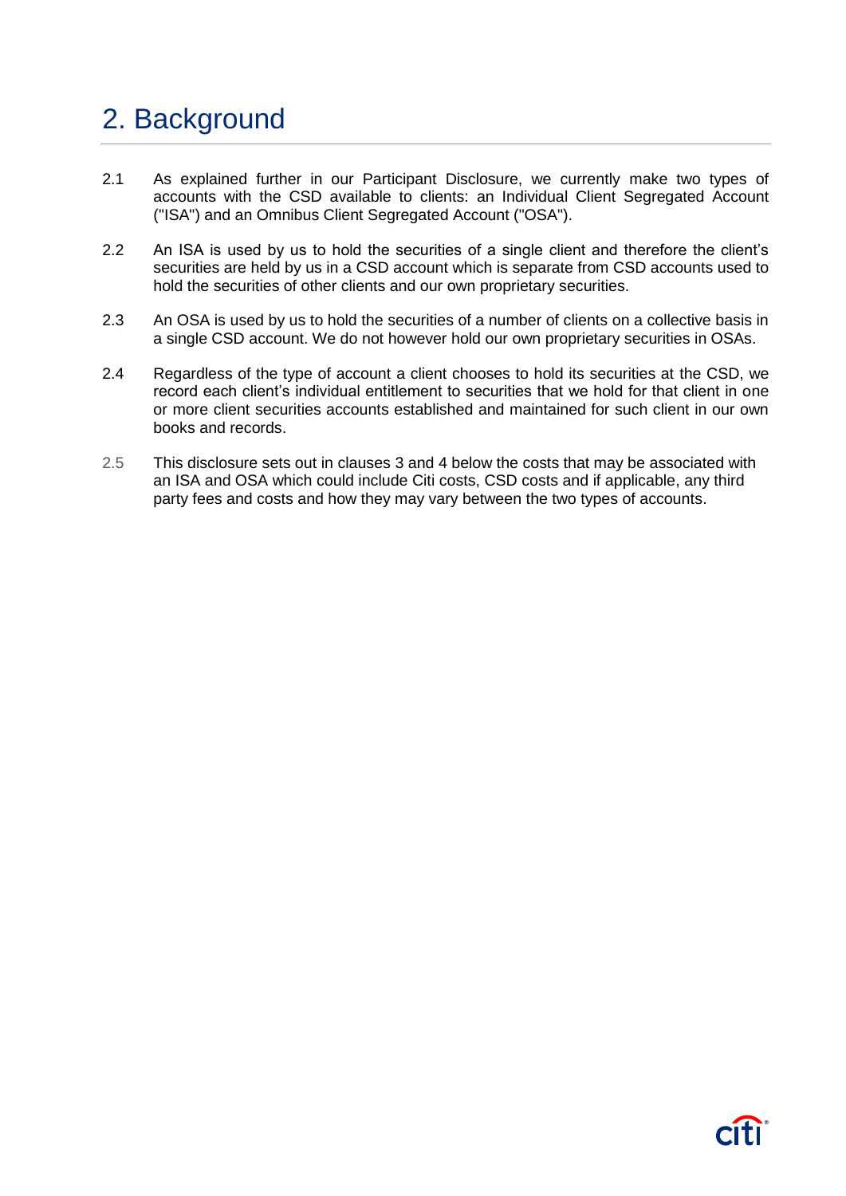# 2. Background

2.1 As explained further in our Participant Disclosure, we currently make two types of accounts with the CSD available to clients: an Individual Client Segregated Account ("ISA") and an Omnibus Client Segregated Account ("OSA").

2.2 An ISA is used by us to hold the securities of a single client and therefore the client's securities are held by us in a CSD account which is separate from CSD accounts used to hold the securities of other clients and our own proprietary securities.

2.3 An OSA is used by us to hold the securities of a number of clients on a collective basis in a single CSD account. We do not however hold our own proprietary securities in OSAs.

2.4 Regardless of the type of account a client chooses to hold its securities at the CSD, we record each client's individual entitlement to securities that we hold for that client in one or more client securities accounts established and maintained for such client in our own books and records.

2.5 This disclosure sets out in clauses 3 and 4 below the costs that may be associated with an ISA and OSA which could include Citi costs, CSD costs and if applicable, any third party fees and costs and how they may vary between the two types of accounts.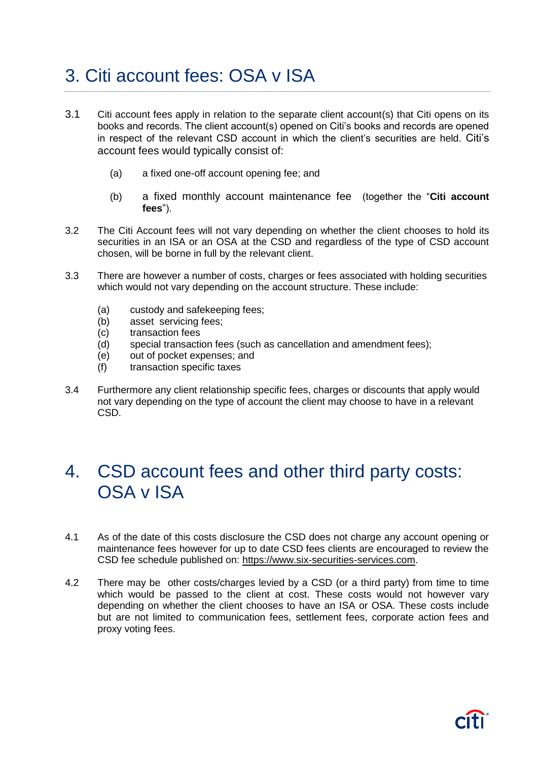# 3. Citi account fees: OSA v ISA

3.1 Citi account fees apply in relation to the separate client account(s) that Citi opens on its books and records. The client account(s) opened on Citi's books and records are opened in respect of the relevant CSD account in which the client's securities are held. Citi's account fees would typically consist of:

(a) a fixed one-off account opening fee; and

(b) a fixed monthly account maintenance fee (together the "**Citi account fees**").

3.2 The Citi Account fees will not vary depending on whether the client chooses to hold its securities in an ISA or an OSA at the CSD and regardless of the type of CSD account chosen, will be borne in full by the relevant client.

3.3 There are however a number of costs, charges or fees associated with holding securities which would not vary depending on the account structure. These include:

(a) custody and safekeeping fees;
(b) asset servicing fees;
(c) transaction fees
(d) special transaction fees (such as cancellation and amendment fees);
(e) out of pocket expenses; and
(f) transaction specific taxes

3.4 Furthermore any client relationship specific fees, charges or discounts that apply would not vary depending on the type of account the client may choose to have in a relevant CSD.

# 4. CSD account fees and other third party costs: OSA v ISA

4.1 As of the date of this costs disclosure the CSD does not charge any account opening or maintenance fees however for up to date CSD fees clients are encouraged to review the CSD fee schedule published on: https://www.six-securities-services.com.

4.2 There may be other costs/charges levied by a CSD (or a third party) from time to time which would be passed to the client at cost. These costs would not however vary depending on whether the client chooses to have an ISA or OSA. These costs include but are not limited to communication fees, settlement fees, corporate action fees and proxy voting fees.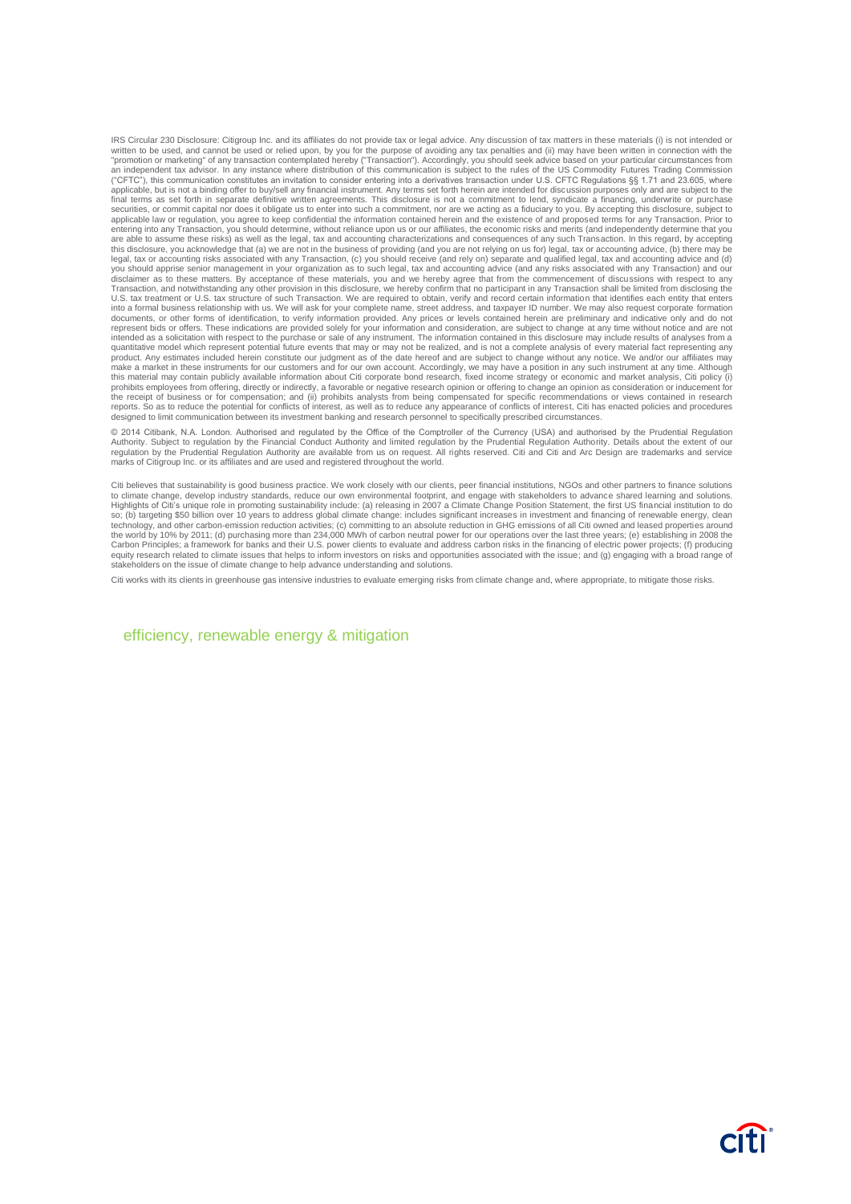IRS Circular 230 Disclosure: Citigroup Inc. and its affiliates do not provide tax or legal advice. Any discussion of tax matters in these materials (i) is not intended or written to be used, and cannot be used or relied upon, by you for the purpose of avoiding any tax penalties and (ii) may have been written in connection with the "promotion or marketing" of any transaction contemplated hereby ("Transaction"). Accordingly, you should seek advice based on your particular circumstances from an independent tax advisor. In any instance where distribution of this communication is subject to the rules of the US Commodity Futures Trading Commission ("CFTC"), this communication constitutes an invitation to consider entering into a derivatives transaction under U.S. CFTC Regulations §§ 1.71 and 23.605, where applicable, but is not a binding offer to buy/sell any financial instrument. Any terms set forth herein are intended for discussion purposes only and are subject to the final terms as set forth in separate definitive written agreements. This disclosure is not a commitment to lend, syndicate a financing, underwrite or purchase securities, or commit capital nor does it obligate us to enter into such a commitment, nor are we acting as a fiduciary to you. By accepting this disclosure, subject to applicable law or regulation, you agree to keep confidential the information contained herein and the existence of and proposed terms for any Transaction. Prior to entering into any Transaction, you should determine, without reliance upon us or our affiliates, the economic risks and merits (and independently determine that you are able to assume these risks) as well as the legal, tax and accounting characterizations and consequences of any such Transaction. In this regard, by accepting this disclosure, you acknowledge that (a) we are not in the business of providing (and you are not relying on us for) legal, tax or accounting advice, (b) there may be legal, tax or accounting risks associated with any Transaction, (c) you should receive (and rely on) separate and qualified legal, tax and accounting advice and (d) you should apprise senior management in your organization as to such legal, tax and accounting advice (and any risks associated with any Transaction) and our disclaimer as to these matters. By acceptance of these materials, you and we hereby agree that from the commencement of discussions with respect to any Transaction, and notwithstanding any other provision in this disclosure, we hereby confirm that no participant in any Transaction shall be limited from disclosing the U.S. tax treatment or U.S. tax structure of such Transaction. We are required to obtain, verify and record certain information that identifies each entity that enters into a formal business relationship with us. We will ask for your complete name, street address, and taxpayer ID number. We may also request corporate formation documents, or other forms of identification, to verify information provided. Any prices or levels contained herein are preliminary and indicative only and do not represent bids or offers. These indications are provided solely for your information and consideration, are subject to change at any time without notice and are not intended as a solicitation with respect to the purchase or sale of any instrument. The information contained in this disclosure may include results of analyses from a quantitative model which represent potential future events that may or may not be realized, and is not a complete analysis of every material fact representing any product. Any estimates included herein constitute our judgment as of the date hereof and are subject to change without any notice. We and/or our affiliates may make a market in these instruments for our customers and for our own account. Accordingly, we may have a position in any such instrument at any time. Although this material may contain publicly available information about Citi corporate bond research, fixed income strategy or economic and market analysis, Citi policy (i) prohibits employees from offering, directly or indirectly, a favorable or negative research opinion or offering to change an opinion as consideration or inducement for the receipt of business or for compensation; and (ii) prohibits analysts from being compensated for specific recommendations or views contained in research reports. So as to reduce the potential for conflicts of interest, as well as to reduce any appearance of conflicts of interest, Citi has enacted policies and procedures designed to limit communication between its investment banking and research personnel to specifically prescribed circumstances.

© 2014 Citibank, N.A. London. Authorised and regulated by the Office of the Comptroller of the Currency (USA) and authorised by the Prudential Regulation Authority. Subject to regulation by the Financial Conduct Authority and limited regulation by the Prudential Regulation Authority. Details about the extent of our regulation by the Prudential Regulation Authority are available from us on request. All rights reserved. Citi and Citi and Arc Design are trademarks and service marks of Citigroup Inc. or its affiliates and are used and registered throughout the world.

Citi believes that sustainability is good business practice. We work closely with our clients, peer financial institutions, NGOs and other partners to finance solutions to climate change, develop industry standards, reduce our own environmental footprint, and engage with stakeholders to advance shared learning and solutions. Highlights of Citi's unique role in promoting sustainability include: (a) releasing in 2007 a Climate Change Position Statement, the first US financial institution to do so; (b) targeting $50 billion over 10 years to address global climate change: includes significant increases in investment and financing of renewable energy, clean technology, and other carbon-emission reduction activities; (c) committing to an absolute reduction in GHG emissions of all Citi owned and leased properties around the world by 10% by 2011; (d) purchasing more than 234,000 MWh of carbon neutral power for our operations over the last three years; (e) establishing in 2008 the Carbon Principles; a framework for banks and their U.S. power clients to evaluate and address carbon risks in the financing of electric power projects; (f) producing equity research related to climate issues that helps to inform investors on risks and opportunities associated with the issue; and (g) engaging with a broad range of stakeholders on the issue of climate change to help advance understanding and solutions.

Citi works with its clients in greenhouse gas intensive industries to evaluate emerging risks from climate change and, where appropriate, to mitigate those risks.

efficiency, renewable energy & mitigation